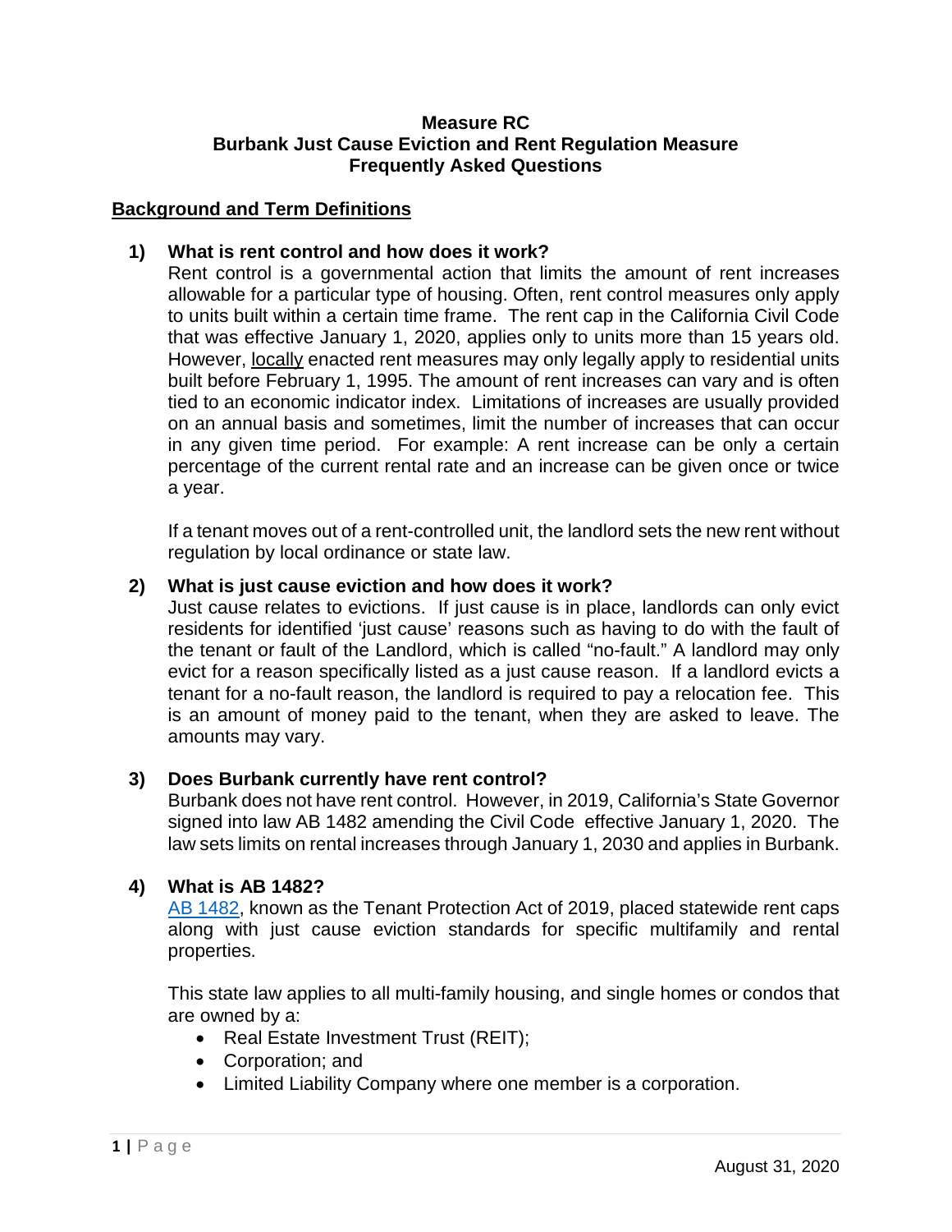# Measure RC
# Burbank Just Cause Eviction and Rent Regulation Measure
# Frequently Asked Questions

## Background and Term Definitions

1) **What is rent control and how does it work?**
   Rent control is a governmental action that limits the amount of rent increases allowable for a particular type of housing. Often, rent control measures only apply to units built within a certain time frame. The rent cap in the California Civil Code that was effective January 1, 2020, applies only to units more than 15 years old. However, locally enacted rent measures may only legally apply to residential units built before February 1, 1995. The amount of rent increases can vary and is often tied to an economic indicator index. Limitations of increases are usually provided on an annual basis and sometimes, limit the number of increases that can occur in any given time period. For example: A rent increase can be only a certain percentage of the current rental rate and an increase can be given once or twice a year.

   If a tenant moves out of a rent-controlled unit, the landlord sets the new rent without regulation by local ordinance or state law.

2) **What is just cause eviction and how does it work?**
   Just cause relates to evictions. If just cause is in place, landlords can only evict residents for identified 'just cause' reasons such as having to do with the fault of the tenant or fault of the Landlord, which is called "no-fault." A landlord may only evict for a reason specifically listed as a just cause reason. If a landlord evicts a tenant for a no-fault reason, the landlord is required to pay a relocation fee. This is an amount of money paid to the tenant, when they are asked to leave. The amounts may vary.

3) **Does Burbank currently have rent control?**
   Burbank does not have rent control. However, in 2019, California's State Governor signed into law AB 1482 amending the Civil Code effective January 1, 2020. The law sets limits on rental increases through January 1, 2030 and applies in Burbank.

4) **What is AB 1482?**
   AB 1482, known as the Tenant Protection Act of 2019, placed statewide rent caps along with just cause eviction standards for specific multifamily and rental properties.

   This state law applies to all multi-family housing, and single homes or condos that are owned by a:
   - Real Estate Investment Trust (REIT);
   - Corporation; and
   - Limited Liability Company where one member is a corporation.

August 31, 2020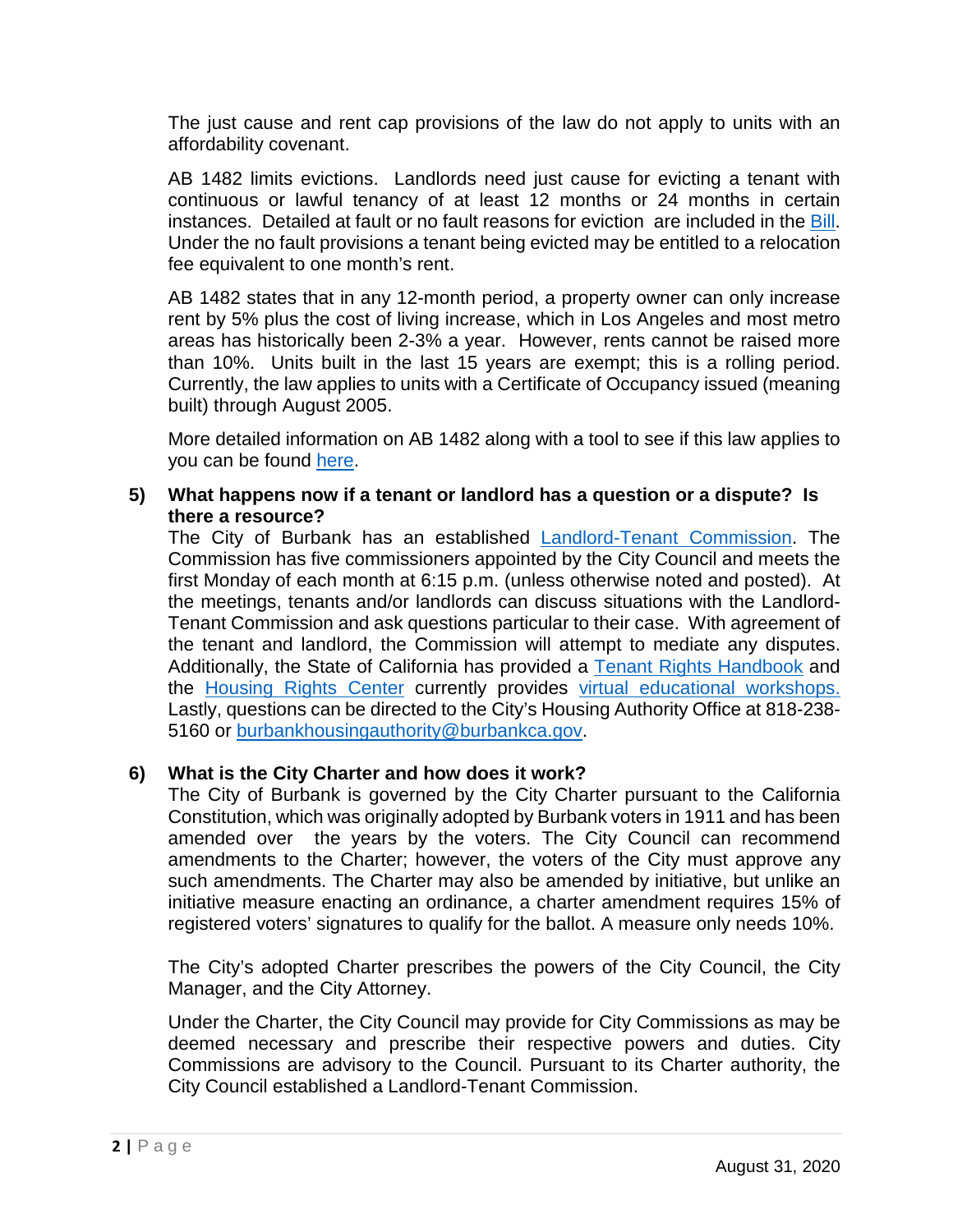The just cause and rent cap provisions of the law do not apply to units with an affordability covenant.

AB 1482 limits evictions. Landlords need just cause for evicting a tenant with continuous or lawful tenancy of at least 12 months or 24 months in certain instances. Detailed at fault or no fault reasons for eviction are included in the Bill. Under the no fault provisions a tenant being evicted may be entitled to a relocation fee equivalent to one month's rent.

AB 1482 states that in any 12-month period, a property owner can only increase rent by 5% plus the cost of living increase, which in Los Angeles and most metro areas has historically been 2-3% a year. However, rents cannot be raised more than 10%. Units built in the last 15 years are exempt; this is a rolling period. Currently, the law applies to units with a Certificate of Occupancy issued (meaning built) through August 2005.

More detailed information on AB 1482 along with a tool to see if this law applies to you can be found here.

**5) What happens now if a tenant or landlord has a question or a dispute? Is there a resource?**

The City of Burbank has an established Landlord-Tenant Commission. The Commission has five commissioners appointed by the City Council and meets the first Monday of each month at 6:15 p.m. (unless otherwise noted and posted). At the meetings, tenants and/or landlords can discuss situations with the Landlord-Tenant Commission and ask questions particular to their case. With agreement of the tenant and landlord, the Commission will attempt to mediate any disputes. Additionally, the State of California has provided a Tenant Rights Handbook and the Housing Rights Center currently provides virtual educational workshops. Lastly, questions can be directed to the City's Housing Authority Office at 818-238-5160 or burbankhousingauthority@burbankca.gov.

**6) What is the City Charter and how does it work?**

The City of Burbank is governed by the City Charter pursuant to the California Constitution, which was originally adopted by Burbank voters in 1911 and has been amended over the years by the voters. The City Council can recommend amendments to the Charter; however, the voters of the City must approve any such amendments. The Charter may also be amended by initiative, but unlike an initiative measure enacting an ordinance, a charter amendment requires 15% of registered voters' signatures to qualify for the ballot. A measure only needs 10%.

The City's adopted Charter prescribes the powers of the City Council, the City Manager, and the City Attorney.

Under the Charter, the City Council may provide for City Commissions as may be deemed necessary and prescribe their respective powers and duties. City Commissions are advisory to the Council. Pursuant to its Charter authority, the City Council established a Landlord-Tenant Commission.

August 31, 2020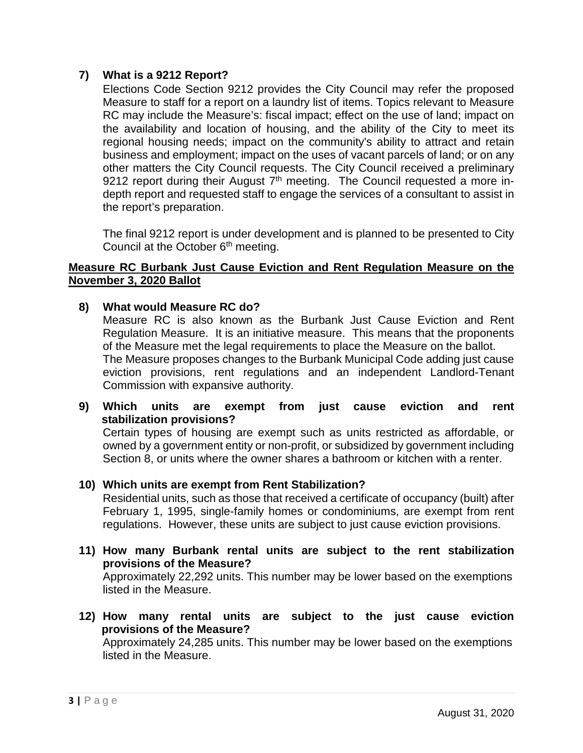**7) What is a 9212 Report?**

Elections Code Section 9212 provides the City Council may refer the proposed Measure to staff for a report on a laundry list of items. Topics relevant to Measure RC may include the Measure's: fiscal impact; effect on the use of land; impact on the availability and location of housing, and the ability of the City to meet its regional housing needs; impact on the community's ability to attract and retain business and employment; impact on the uses of vacant parcels of land; or on any other matters the City Council requests. The City Council received a preliminary 9212 report during their August 7th meeting. The Council requested a more in-depth report and requested staff to engage the services of a consultant to assist in the report's preparation.

The final 9212 report is under development and is planned to be presented to City Council at the October 6th meeting.

**<u>Measure RC Burbank Just Cause Eviction and Rent Regulation Measure on the November 3, 2020 Ballot</u>**

**8) What would Measure RC do?**

Measure RC is also known as the Burbank Just Cause Eviction and Rent Regulation Measure. It is an initiative measure. This means that the proponents of the Measure met the legal requirements to place the Measure on the ballot. The Measure proposes changes to the Burbank Municipal Code adding just cause eviction provisions, rent regulations and an independent Landlord-Tenant Commission with expansive authority.

**9) Which units are exempt from just cause eviction and rent stabilization provisions?**

Certain types of housing are exempt such as units restricted as affordable, or owned by a government entity or non-profit, or subsidized by government including Section 8, or units where the owner shares a bathroom or kitchen with a renter.

**10) Which units are exempt from Rent Stabilization?**

Residential units, such as those that received a certificate of occupancy (built) after February 1, 1995, single-family homes or condominiums, are exempt from rent regulations. However, these units are subject to just cause eviction provisions.

**11) How many Burbank rental units are subject to the rent stabilization provisions of the Measure?**

Approximately 22,292 units. This number may be lower based on the exemptions listed in the Measure.

**12) How many rental units are subject to the just cause eviction provisions of the Measure?**

Approximately 24,285 units. This number may be lower based on the exemptions listed in the Measure.

August 31, 2020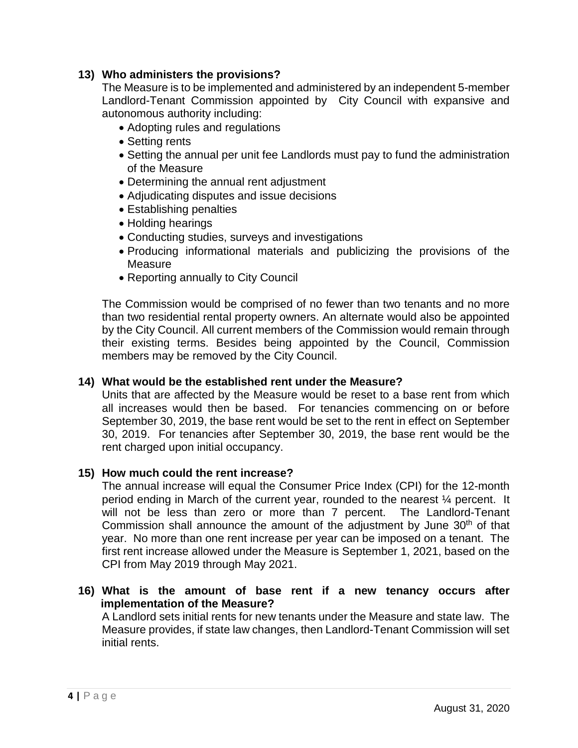**13) Who administers the provisions?**

The Measure is to be implemented and administered by an independent 5-member Landlord-Tenant Commission appointed by City Council with expansive and autonomous authority including:

- Adopting rules and regulations
- Setting rents
- Setting the annual per unit fee Landlords must pay to fund the administration of the Measure
- Determining the annual rent adjustment
- Adjudicating disputes and issue decisions
- Establishing penalties
- Holding hearings
- Conducting studies, surveys and investigations
- Producing informational materials and publicizing the provisions of the Measure
- Reporting annually to City Council

The Commission would be comprised of no fewer than two tenants and no more than two residential rental property owners. An alternate would also be appointed by the City Council. All current members of the Commission would remain through their existing terms. Besides being appointed by the Council, Commission members may be removed by the City Council.

**14) What would be the established rent under the Measure?**

Units that are affected by the Measure would be reset to a base rent from which all increases would then be based. For tenancies commencing on or before September 30, 2019, the base rent would be set to the rent in effect on September 30, 2019. For tenancies after September 30, 2019, the base rent would be the rent charged upon initial occupancy.

**15) How much could the rent increase?**

The annual increase will equal the Consumer Price Index (CPI) for the 12-month period ending in March of the current year, rounded to the nearest ¼ percent. It will not be less than zero or more than 7 percent. The Landlord-Tenant Commission shall announce the amount of the adjustment by June 30th of that year. No more than one rent increase per year can be imposed on a tenant. The first rent increase allowed under the Measure is September 1, 2021, based on the CPI from May 2019 through May 2021.

**16) What is the amount of base rent if a new tenancy occurs after implementation of the Measure?**

A Landlord sets initial rents for new tenants under the Measure and state law. The Measure provides, if state law changes, then Landlord-Tenant Commission will set initial rents.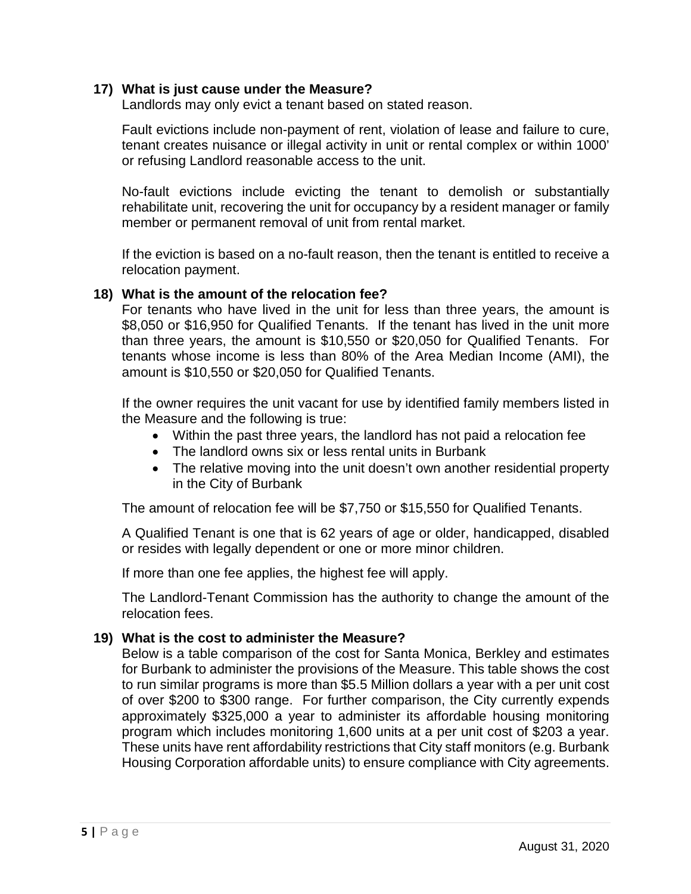### 17) What is just cause under the Measure?

Landlords may only evict a tenant based on stated reason.

Fault evictions include non-payment of rent, violation of lease and failure to cure, tenant creates nuisance or illegal activity in unit or rental complex or within 1000' or refusing Landlord reasonable access to the unit.

No-fault evictions include evicting the tenant to demolish or substantially rehabilitate unit, recovering the unit for occupancy by a resident manager or family member or permanent removal of unit from rental market.

If the eviction is based on a no-fault reason, then the tenant is entitled to receive a relocation payment.

### 18) What is the amount of the relocation fee?

For tenants who have lived in the unit for less than three years, the amount is $8,050 or $16,950 for Qualified Tenants. If the tenant has lived in the unit more than three years, the amount is $10,550 or $20,050 for Qualified Tenants. For tenants whose income is less than 80% of the Area Median Income (AMI), the amount is $10,550 or $20,050 for Qualified Tenants.

If the owner requires the unit vacant for use by identified family members listed in the Measure and the following is true:

- Within the past three years, the landlord has not paid a relocation fee
- The landlord owns six or less rental units in Burbank
- The relative moving into the unit doesn't own another residential property in the City of Burbank

The amount of relocation fee will be $7,750 or $15,550 for Qualified Tenants.

A Qualified Tenant is one that is 62 years of age or older, handicapped, disabled or resides with legally dependent or one or more minor children.

If more than one fee applies, the highest fee will apply.

The Landlord-Tenant Commission has the authority to change the amount of the relocation fees.

### 19) What is the cost to administer the Measure?

Below is a table comparison of the cost for Santa Monica, Berkley and estimates for Burbank to administer the provisions of the Measure. This table shows the cost to run similar programs is more than $5.5 Million dollars a year with a per unit cost of over $200 to $300 range. For further comparison, the City currently expends approximately $325,000 a year to administer its affordable housing monitoring program which includes monitoring 1,600 units at a per unit cost of $203 a year. These units have rent affordability restrictions that City staff monitors (e.g. Burbank Housing Corporation affordable units) to ensure compliance with City agreements.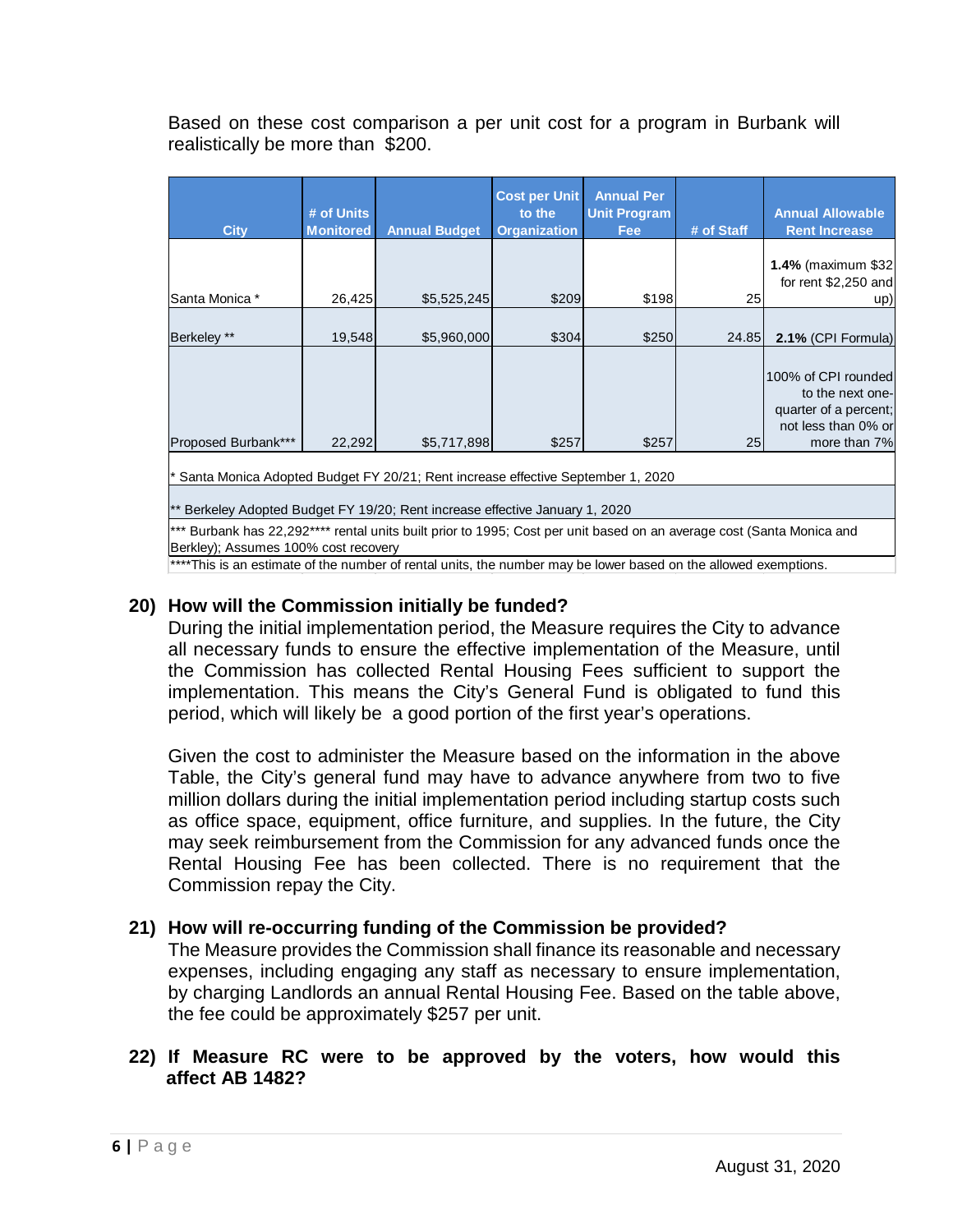Based on these cost comparison a per unit cost for a program in Burbank will realistically be more than $200.

| City | # of Units Monitored | Annual Budget | Cost per Unit to the Organization | Annual Per Unit Program Fee | # of Staff | Annual Allowable Rent Increase |
|---|---|---|---|---|---|---|
| Santa Monica * | 26,425 | $5,525,245 | $209 | $198 | 25 | **1.4%** (maximum $32 for rent $2,250 and up) |
| Berkeley ** | 19,548 | $5,960,000 | $304 | $250 | 24.85 | **2.1%** (CPI Formula) |
| Proposed Burbank*** | 22,292 | $5,717,898 | $257 | $257 | 25 | 100% of CPI rounded to the next one-quarter of a percent; not less than 0% or more than 7% |

\* Santa Monica Adopted Budget FY 20/21; Rent increase effective September 1, 2020

** Berkeley Adopted Budget FY 19/20; Rent increase effective January 1, 2020

*** Burbank has 22,292**** rental units built prior to 1995; Cost per unit based on an average cost (Santa Monica and Berkley); Assumes 100% cost recovery

****This is an estimate of the number of rental units, the number may be lower based on the allowed exemptions.

**20) How will the Commission initially be funded?**

During the initial implementation period, the Measure requires the City to advance all necessary funds to ensure the effective implementation of the Measure, until the Commission has collected Rental Housing Fees sufficient to support the implementation. This means the City's General Fund is obligated to fund this period, which will likely be a good portion of the first year's operations.

Given the cost to administer the Measure based on the information in the above Table, the City's general fund may have to advance anywhere from two to five million dollars during the initial implementation period including startup costs such as office space, equipment, office furniture, and supplies. In the future, the City may seek reimbursement from the Commission for any advanced funds once the Rental Housing Fee has been collected. There is no requirement that the Commission repay the City.

**21) How will re-occurring funding of the Commission be provided?**

The Measure provides the Commission shall finance its reasonable and necessary expenses, including engaging any staff as necessary to ensure implementation, by charging Landlords an annual Rental Housing Fee. Based on the table above, the fee could be approximately $257 per unit.

**22) If Measure RC were to be approved by the voters, how would this affect AB 1482?**

August 31, 2020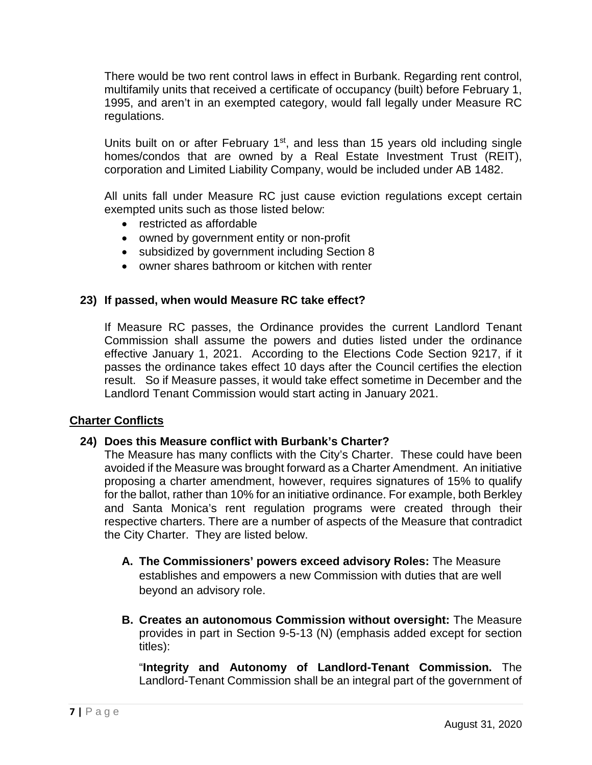There would be two rent control laws in effect in Burbank. Regarding rent control, multifamily units that received a certificate of occupancy (built) before February 1, 1995, and aren't in an exempted category, would fall legally under Measure RC regulations.

Units built on or after February 1st, and less than 15 years old including single homes/condos that are owned by a Real Estate Investment Trust (REIT), corporation and Limited Liability Company, would be included under AB 1482.

All units fall under Measure RC just cause eviction regulations except certain exempted units such as those listed below:

- restricted as affordable
- owned by government entity or non-profit
- subsidized by government including Section 8
- owner shares bathroom or kitchen with renter

**23) If passed, when would Measure RC take effect?**

If Measure RC passes, the Ordinance provides the current Landlord Tenant Commission shall assume the powers and duties listed under the ordinance effective January 1, 2021. According to the Elections Code Section 9217, if it passes the ordinance takes effect 10 days after the Council certifies the election result. So if Measure passes, it would take effect sometime in December and the Landlord Tenant Commission would start acting in January 2021.

## Charter Conflicts

**24) Does this Measure conflict with Burbank's Charter?**

The Measure has many conflicts with the City's Charter. These could have been avoided if the Measure was brought forward as a Charter Amendment. An initiative proposing a charter amendment, however, requires signatures of 15% to qualify for the ballot, rather than 10% for an initiative ordinance. For example, both Berkley and Santa Monica's rent regulation programs were created through their respective charters. There are a number of aspects of the Measure that contradict the City Charter. They are listed below.

**A. The Commissioners' powers exceed advisory Roles:** The Measure establishes and empowers a new Commission with duties that are well beyond an advisory role.

**B. Creates an autonomous Commission without oversight:** The Measure provides in part in Section 9-5-13 (N) (emphasis added except for section titles):

"**Integrity and Autonomy of Landlord-Tenant Commission.** The Landlord-Tenant Commission shall be an integral part of the government of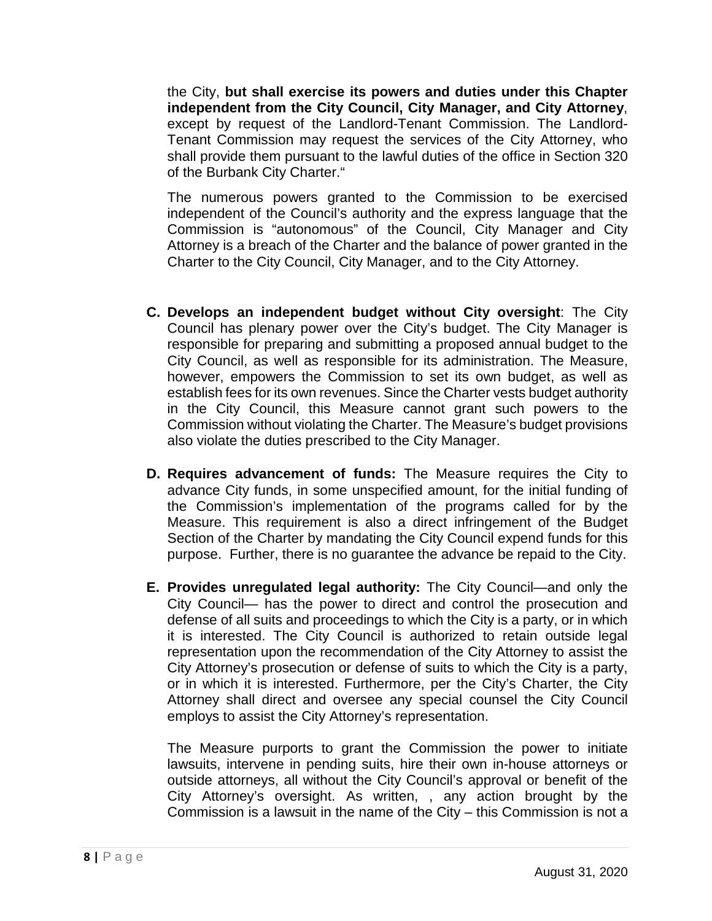the City, **but shall exercise its powers and duties under this Chapter independent from the City Council, City Manager, and City Attorney**, except by request of the Landlord-Tenant Commission. The Landlord-Tenant Commission may request the services of the City Attorney, who shall provide them pursuant to the lawful duties of the office in Section 320 of the Burbank City Charter."

The numerous powers granted to the Commission to be exercised independent of the Council's authority and the express language that the Commission is "autonomous" of the Council, City Manager and City Attorney is a breach of the Charter and the balance of power granted in the Charter to the City Council, City Manager, and to the City Attorney.

**C. Develops an independent budget without City oversight**: The City Council has plenary power over the City's budget. The City Manager is responsible for preparing and submitting a proposed annual budget to the City Council, as well as responsible for its administration. The Measure, however, empowers the Commission to set its own budget, as well as establish fees for its own revenues. Since the Charter vests budget authority in the City Council, this Measure cannot grant such powers to the Commission without violating the Charter. The Measure's budget provisions also violate the duties prescribed to the City Manager.

**D. Requires advancement of funds:** The Measure requires the City to advance City funds, in some unspecified amount, for the initial funding of the Commission's implementation of the programs called for by the Measure. This requirement is also a direct infringement of the Budget Section of the Charter by mandating the City Council expend funds for this purpose. Further, there is no guarantee the advance be repaid to the City.

**E. Provides unregulated legal authority:** The City Council—and only the City Council— has the power to direct and control the prosecution and defense of all suits and proceedings to which the City is a party, or in which it is interested. The City Council is authorized to retain outside legal representation upon the recommendation of the City Attorney to assist the City Attorney's prosecution or defense of suits to which the City is a party, or in which it is interested. Furthermore, per the City's Charter, the City Attorney shall direct and oversee any special counsel the City Council employs to assist the City Attorney's representation.

The Measure purports to grant the Commission the power to initiate lawsuits, intervene in pending suits, hire their own in-house attorneys or outside attorneys, all without the City Council's approval or benefit of the City Attorney's oversight. As written, , any action brought by the Commission is a lawsuit in the name of the City – this Commission is not a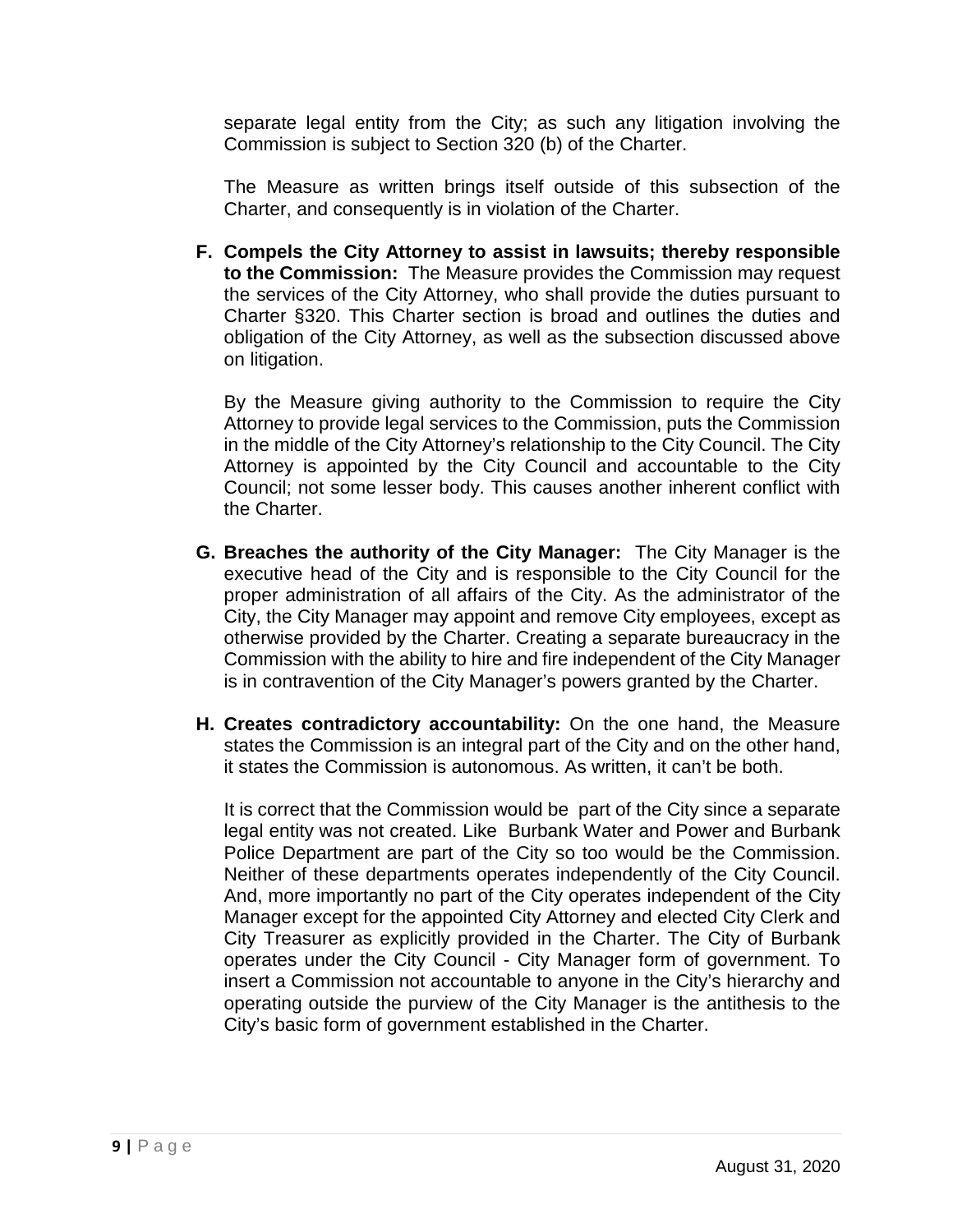separate legal entity from the City; as such any litigation involving the Commission is subject to Section 320 (b) of the Charter.

The Measure as written brings itself outside of this subsection of the Charter, and consequently is in violation of the Charter.

**F. Compels the City Attorney to assist in lawsuits; thereby responsible to the Commission:** The Measure provides the Commission may request the services of the City Attorney, who shall provide the duties pursuant to Charter §320. This Charter section is broad and outlines the duties and obligation of the City Attorney, as well as the subsection discussed above on litigation.

By the Measure giving authority to the Commission to require the City Attorney to provide legal services to the Commission, puts the Commission in the middle of the City Attorney's relationship to the City Council. The City Attorney is appointed by the City Council and accountable to the City Council; not some lesser body. This causes another inherent conflict with the Charter.

**G. Breaches the authority of the City Manager:** The City Manager is the executive head of the City and is responsible to the City Council for the proper administration of all affairs of the City. As the administrator of the City, the City Manager may appoint and remove City employees, except as otherwise provided by the Charter. Creating a separate bureaucracy in the Commission with the ability to hire and fire independent of the City Manager is in contravention of the City Manager's powers granted by the Charter.

**H. Creates contradictory accountability:** On the one hand, the Measure states the Commission is an integral part of the City and on the other hand, it states the Commission is autonomous. As written, it can't be both.

It is correct that the Commission would be part of the City since a separate legal entity was not created. Like Burbank Water and Power and Burbank Police Department are part of the City so too would be the Commission. Neither of these departments operates independently of the City Council. And, more importantly no part of the City operates independent of the City Manager except for the appointed City Attorney and elected City Clerk and City Treasurer as explicitly provided in the Charter. The City of Burbank operates under the City Council - City Manager form of government. To insert a Commission not accountable to anyone in the City's hierarchy and operating outside the purview of the City Manager is the antithesis to the City's basic form of government established in the Charter.

August 31, 2020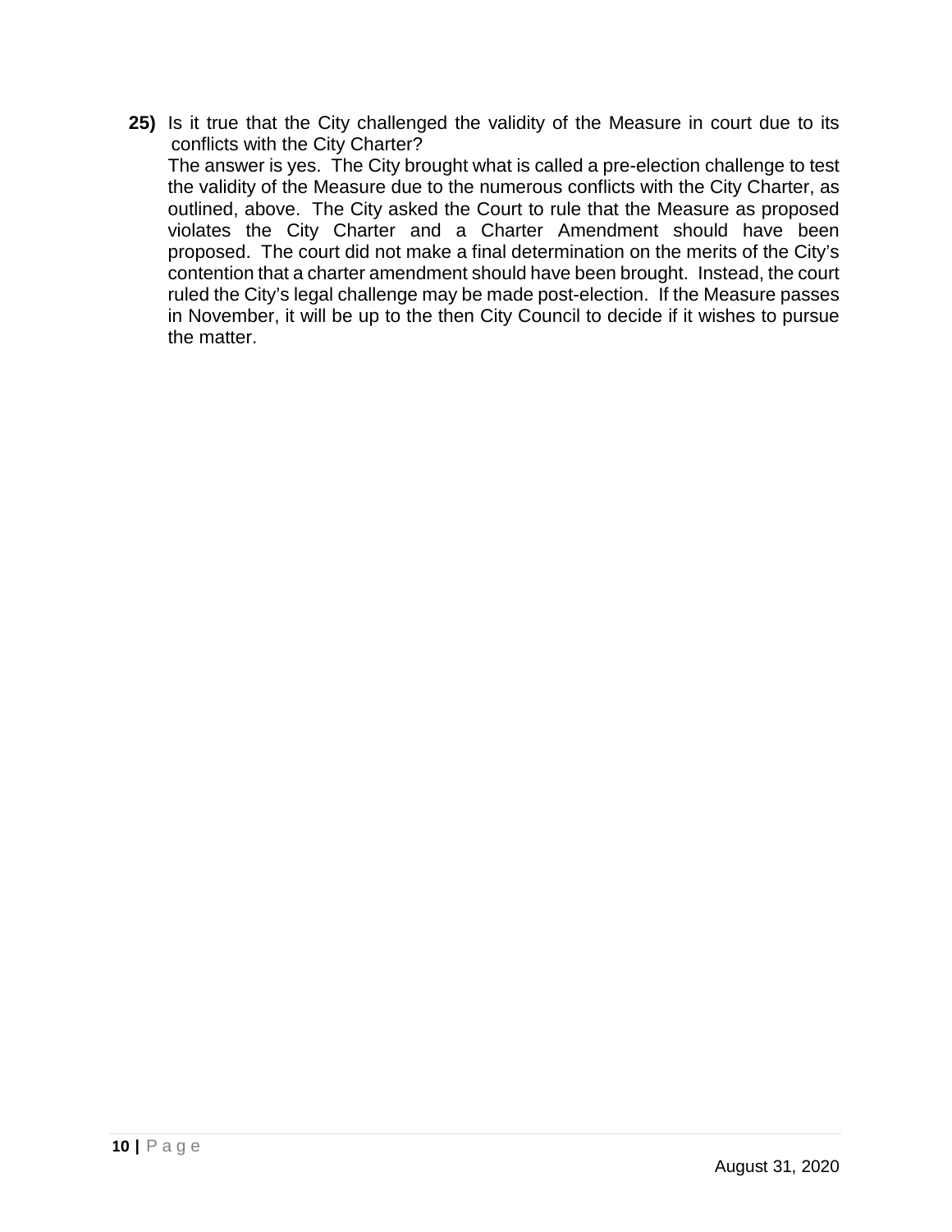**25)** Is it true that the City challenged the validity of the Measure in court due to its conflicts with the City Charter?

The answer is yes. The City brought what is called a pre-election challenge to test the validity of the Measure due to the numerous conflicts with the City Charter, as outlined, above. The City asked the Court to rule that the Measure as proposed violates the City Charter and a Charter Amendment should have been proposed. The court did not make a final determination on the merits of the City's contention that a charter amendment should have been brought. Instead, the court ruled the City's legal challenge may be made post-election. If the Measure passes in November, it will be up to the then City Council to decide if it wishes to pursue the matter.

August 31, 2020